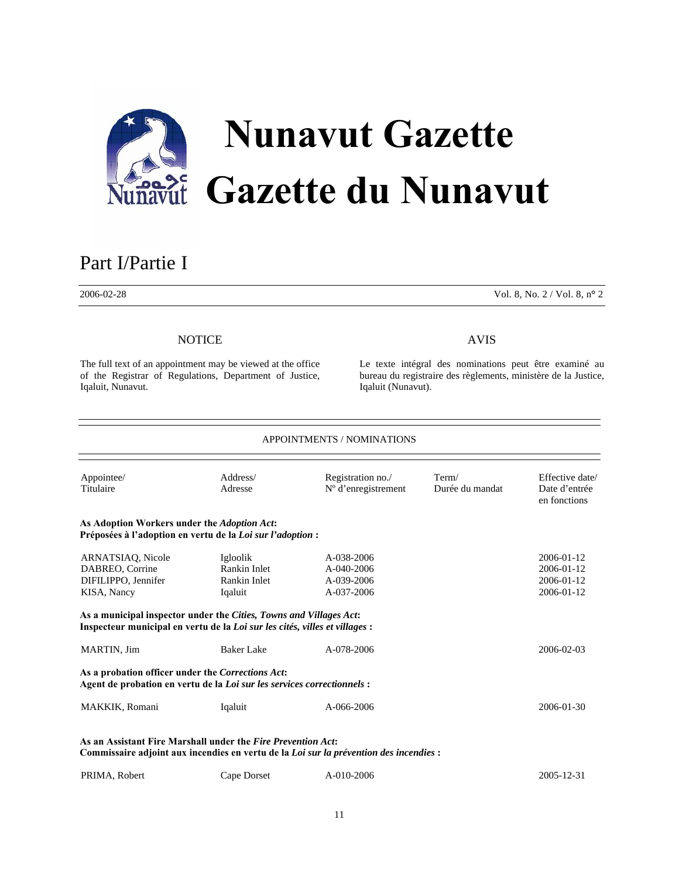# Nunavut Gazette
# Gazette du Nunavut

## Part I/Partie I

2006-02-28 Vol. 8, No. 2 / Vol. 8, n° 2

### NOTICE

The full text of an appointment may be viewed at the office of the Registrar of Regulations, Department of Justice, Iqaluit, Nunavut.

### AVIS

Le texte intégral des nominations peut être examiné au bureau du registraire des règlements, ministère de la Justice, Iqaluit (Nunavut).

### APPOINTMENTS / NOMINATIONS

| Appointee/ Titulaire | Address/ Adresse | Registration no./ Nº d'enregistrement | Term/ Durée du mandat | Effective date/ Date d'entrée en fonctions |
|---|---|---|---|---|
| **As Adoption Workers under the *Adoption Act*:** **Préposées à l'adoption en vertu de la *Loi sur l'adoption* :** | | | | |
| ARNATSIAQ, Nicole | Igloolik | A-038-2006 | | 2006-01-12 |
| DABREO, Corrine | Rankin Inlet | A-040-2006 | | 2006-01-12 |
| DIFILIPPO, Jennifer | Rankin Inlet | A-039-2006 | | 2006-01-12 |
| KISA, Nancy | Iqaluit | A-037-2006 | | 2006-01-12 |
| **As a municipal inspector under the *Cities, Towns and Villages Act*:** **Inspecteur municipal en vertu de la *Loi sur les cités, villes et villages* :** | | | | |
| MARTIN, Jim | Baker Lake | A-078-2006 | | 2006-02-03 |
| **As a probation officer under the *Corrections Act*:** **Agent de probation en vertu de la *Loi sur les services correctionnels* :** | | | | |
| MAKKIK, Romani | Iqaluit | A-066-2006 | | 2006-01-30 |
| **As an Assistant Fire Marshall under the *Fire Prevention Act*:** **Commissaire adjoint aux incendies en vertu de la *Loi sur la prévention des incendies* :** | | | | |
| PRIMA, Robert | Cape Dorset | A-010-2006 | | 2005-12-31 |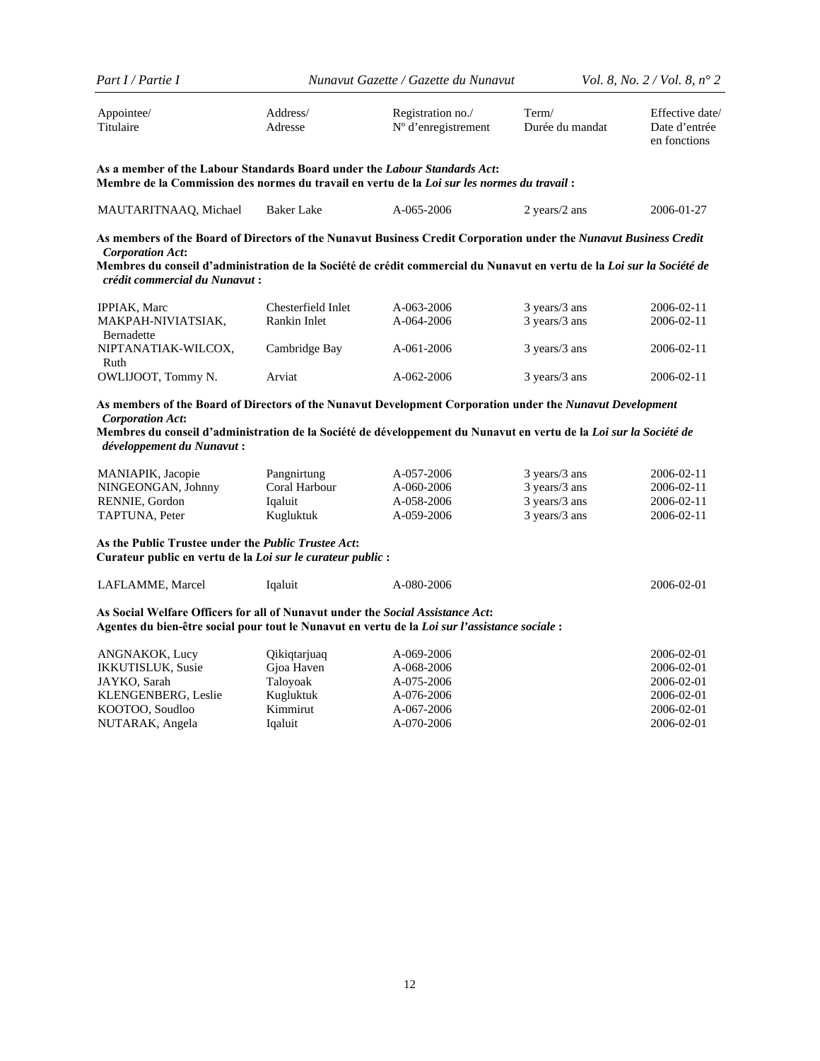| Appointee/ Titulaire | Address/ Adresse | Registration no./ Nº d'enregistrement | Term/ Durée du mandat | Effective date/ Date d'entrée en fonctions |
|---|---|---|---|---|

**As a member of the Labour Standards Board under the *Labour Standards Act*:**
**Membre de la Commission des normes du travail en vertu de la *Loi sur les normes du travail* :**

| Appointee/ Titulaire | Address/ Adresse | Registration no./ Nº d'enregistrement | Term/ Durée du mandat | Effective date/ Date d'entrée en fonctions |
|---|---|---|---|---|
| MAUTARITNAAQ, Michael | Baker Lake | A-065-2006 | 2 years/2 ans | 2006-01-27 |

**As members of the Board of Directors of the Nunavut Business Credit Corporation under the *Nunavut Business Credit Corporation Act*:**
**Membres du conseil d'administration de la Société de crédit commercial du Nunavut en vertu de la *Loi sur la Société de crédit commercial du Nunavut* :**

| Appointee/ Titulaire | Address/ Adresse | Registration no./ Nº d'enregistrement | Term/ Durée du mandat | Effective date/ Date d'entrée en fonctions |
|---|---|---|---|---|
| IPPIAK, Marc | Chesterfield Inlet | A-063-2006 | 3 years/3 ans | 2006-02-11 |
| MAKPAH-NIVIATSIAK, Bernadette | Rankin Inlet | A-064-2006 | 3 years/3 ans | 2006-02-11 |
| NIPTANATIAK-WILCOX, Ruth | Cambridge Bay | A-061-2006 | 3 years/3 ans | 2006-02-11 |
| OWLIJOOT, Tommy N. | Arviat | A-062-2006 | 3 years/3 ans | 2006-02-11 |

**As members of the Board of Directors of the Nunavut Development Corporation under the *Nunavut Development Corporation Act*:**
**Membres du conseil d'administration de la Société de développement du Nunavut en vertu de la *Loi sur la Société de développement du Nunavut* :**

| Appointee/ Titulaire | Address/ Adresse | Registration no./ Nº d'enregistrement | Term/ Durée du mandat | Effective date/ Date d'entrée en fonctions |
|---|---|---|---|---|
| MANIAPIK, Jacopie | Pangnirtung | A-057-2006 | 3 years/3 ans | 2006-02-11 |
| NINGEONGAN, Johnny | Coral Harbour | A-060-2006 | 3 years/3 ans | 2006-02-11 |
| RENNIE, Gordon | Iqaluit | A-058-2006 | 3 years/3 ans | 2006-02-11 |
| TAPTUNA, Peter | Kugluktuk | A-059-2006 | 3 years/3 ans | 2006-02-11 |

**As the Public Trustee under the *Public Trustee Act*:**
**Curateur public en vertu de la *Loi sur le curateur public* :**

| Appointee/ Titulaire | Address/ Adresse | Registration no./ Nº d'enregistrement | Term/ Durée du mandat | Effective date/ Date d'entrée en fonctions |
|---|---|---|---|---|
| LAFLAMME, Marcel | Iqaluit | A-080-2006 | | 2006-02-01 |

**As Social Welfare Officers for all of Nunavut under the *Social Assistance Act*:**
**Agentes du bien-être social pour tout le Nunavut en vertu de la *Loi sur l'assistance sociale* :**

| Appointee/ Titulaire | Address/ Adresse | Registration no./ Nº d'enregistrement | Term/ Durée du mandat | Effective date/ Date d'entrée en fonctions |
|---|---|---|---|---|
| ANGNAKOK, Lucy | Qikiqtarjuaq | A-069-2006 | | 2006-02-01 |
| IKKUTISLUK, Susie | Gjoa Haven | A-068-2006 | | 2006-02-01 |
| JAYKO, Sarah | Taloyoak | A-075-2006 | | 2006-02-01 |
| KLENGENBERG, Leslie | Kugluktuk | A-076-2006 | | 2006-02-01 |
| KOOTOO, Soudloo | Kimmirut | A-067-2006 | | 2006-02-01 |
| NUTARAK, Angela | Iqaluit | A-070-2006 | | 2006-02-01 |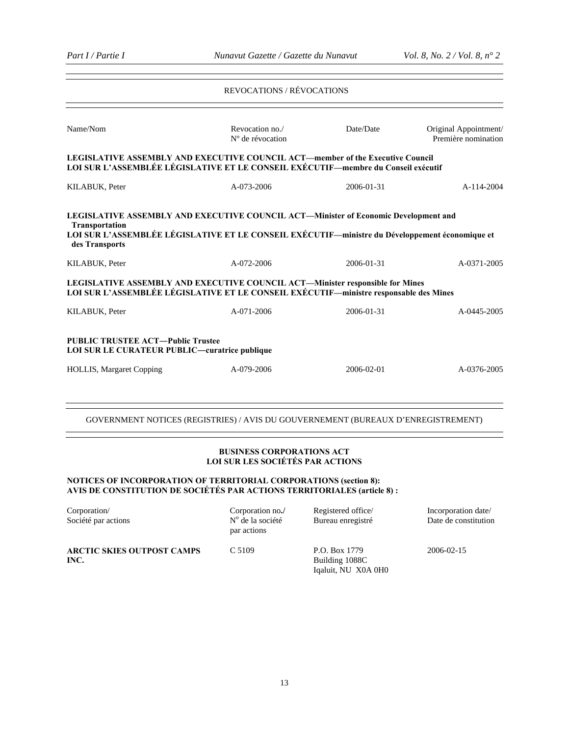## REVOCATIONS / RÉVOCATIONS

| Name/Nom | Revocation no./ Nº de révocation | Date/Date | Original Appointment/ Première nomination |
|---|---|---|---|
| **LEGISLATIVE ASSEMBLY AND EXECUTIVE COUNCIL ACT—member of the Executive Council** **LOI SUR L'ASSEMBLÉE LÉGISLATIVE ET LE CONSEIL EXÉCUTIF—membre du Conseil exécutif** | | | |
| KILABUK, Peter | A-073-2006 | 2006-01-31 | A-114-2004 |
| **LEGISLATIVE ASSEMBLY AND EXECUTIVE COUNCIL ACT—Minister of Economic Development and Transportation** **LOI SUR L'ASSEMBLÉE LÉGISLATIVE ET LE CONSEIL EXÉCUTIF—ministre du Développement économique et des Transports** | | | |
| KILABUK, Peter | A-072-2006 | 2006-01-31 | A-0371-2005 |
| **LEGISLATIVE ASSEMBLY AND EXECUTIVE COUNCIL ACT—Minister responsible for Mines** **LOI SUR L'ASSEMBLÉE LÉGISLATIVE ET LE CONSEIL EXÉCUTIF—ministre responsable des Mines** | | | |
| KILABUK, Peter | A-071-2006 | 2006-01-31 | A-0445-2005 |
| **PUBLIC TRUSTEE ACT—Public Trustee** **LOI SUR LE CURATEUR PUBLIC—curatrice publique** | | | |
| HOLLIS, Margaret Copping | A-079-2006 | 2006-02-01 | A-0376-2005 |

## GOVERNMENT NOTICES (REGISTRIES) / AVIS DU GOUVERNEMENT (BUREAUX D'ENREGISTREMENT)

### BUSINESS CORPORATIONS ACT
### LOI SUR LES SOCIÉTÉS PAR ACTIONS

**NOTICES OF INCORPORATION OF TERRITORIAL CORPORATIONS (section 8):**
**AVIS DE CONSTITUTION DE SOCIÉTÉS PAR ACTIONS TERRITORIALES (article 8) :**

| Corporation/ Société par actions | Corporation no./ Nº de la société par actions | Registered office/ Bureau enregistré | Incorporation date/ Date de constitution |
|---|---|---|---|
| **ARCTIC SKIES OUTPOST CAMPS INC.** | C 5109 | P.O. Box 1779 Building 1088C Iqaluit, NU X0A 0H0 | 2006-02-15 |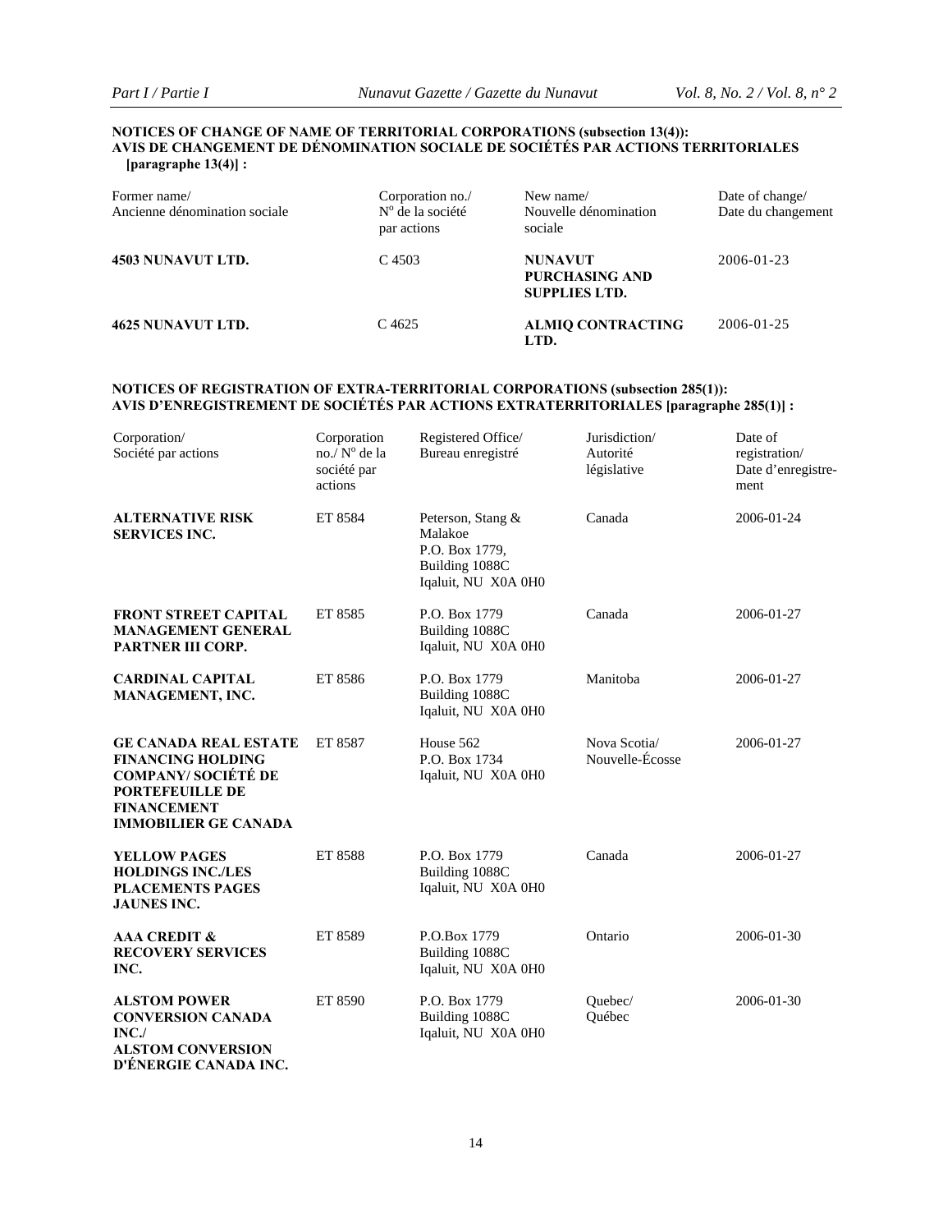**NOTICES OF CHANGE OF NAME OF TERRITORIAL CORPORATIONS (subsection 13(4)):**
**AVIS DE CHANGEMENT DE DÉNOMINATION SOCIALE DE SOCIÉTÉS PAR ACTIONS TERRITORIALES [paragraphe 13(4)] :**

| Former name/ Ancienne dénomination sociale | Corporation no./ N° de la société par actions | New name/ Nouvelle dénomination sociale | Date of change/ Date du changement |
|---|---|---|---|
| **4503 NUNAVUT LTD.** | C 4503 | **NUNAVUT PURCHASING AND SUPPLIES LTD.** | 2006-01-23 |
| **4625 NUNAVUT LTD.** | C 4625 | **ALMIQ CONTRACTING LTD.** | 2006-01-25 |

**NOTICES OF REGISTRATION OF EXTRA-TERRITORIAL CORPORATIONS (subsection 285(1)):**
**AVIS D'ENREGISTREMENT DE SOCIÉTÉS PAR ACTIONS EXTRATERRITORIALES [paragraphe 285(1)] :**

| Corporation/ Société par actions | Corporation no./ N° de la société par actions | Registered Office/ Bureau enregistré | Jurisdiction/ Autorité législative | Date of registration/ Date d'enregistre-ment |
|---|---|---|---|---|
| **ALTERNATIVE RISK SERVICES INC.** | ET 8584 | Peterson, Stang & Malakoe P.O. Box 1779, Building 1088C Iqaluit, NU X0A 0H0 | Canada | 2006-01-24 |
| **FRONT STREET CAPITAL MANAGEMENT GENERAL PARTNER III CORP.** | ET 8585 | P.O. Box 1779 Building 1088C Iqaluit, NU X0A 0H0 | Canada | 2006-01-27 |
| **CARDINAL CAPITAL MANAGEMENT, INC.** | ET 8586 | P.O. Box 1779 Building 1088C Iqaluit, NU X0A 0H0 | Manitoba | 2006-01-27 |
| **GE CANADA REAL ESTATE FINANCING HOLDING COMPANY/ SOCIÉTÉ DE PORTEFEUILLE DE FINANCEMENT IMMOBILIER GE CANADA** | ET 8587 | House 562 P.O. Box 1734 Iqaluit, NU X0A 0H0 | Nova Scotia/ Nouvelle-Écosse | 2006-01-27 |
| **YELLOW PAGES HOLDINGS INC./LES PLACEMENTS PAGES JAUNES INC.** | ET 8588 | P.O. Box 1779 Building 1088C Iqaluit, NU X0A 0H0 | Canada | 2006-01-27 |
| **AAA CREDIT & RECOVERY SERVICES INC.** | ET 8589 | P.O.Box 1779 Building 1088C Iqaluit, NU X0A 0H0 | Ontario | 2006-01-30 |
| **ALSTOM POWER CONVERSION CANADA INC./ ALSTOM CONVERSION D'ÉNERGIE CANADA INC.** | ET 8590 | P.O. Box 1779 Building 1088C Iqaluit, NU X0A 0H0 | Quebec/ Québec | 2006-01-30 |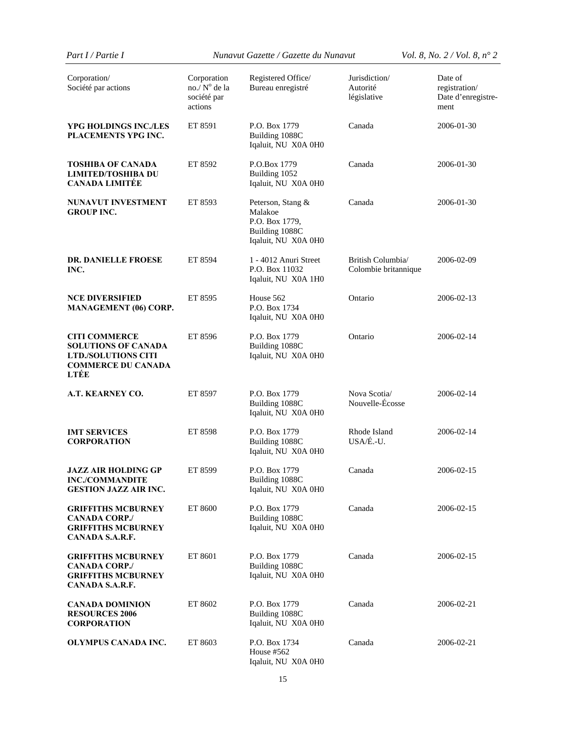| Corporation/ Société par actions | Corporation no./ N° de la société par actions | Registered Office/ Bureau enregistré | Jurisdiction/ Autorité législative | Date of registration/ Date d'enregistre-ment |
|---|---|---|---|---|
| **YPG HOLDINGS INC./LES PLACEMENTS YPG INC.** | ET 8591 | P.O. Box 1779 Building 1088C Iqaluit, NU X0A 0H0 | Canada | 2006-01-30 |
| **TOSHIBA OF CANADA LIMITED/TOSHIBA DU CANADA LIMITÉE** | ET 8592 | P.O.Box 1779 Building 1052 Iqaluit, NU X0A 0H0 | Canada | 2006-01-30 |
| **NUNAVUT INVESTMENT GROUP INC.** | ET 8593 | Peterson, Stang & Malakoe P.O. Box 1779, Building 1088C Iqaluit, NU X0A 0H0 | Canada | 2006-01-30 |
| **DR. DANIELLE FROESE INC.** | ET 8594 | 1 - 4012 Anuri Street P.O. Box 11032 Iqaluit, NU X0A 1H0 | British Columbia/ Colombie britannique | 2006-02-09 |
| **NCE DIVERSIFIED MANAGEMENT (06) CORP.** | ET 8595 | House 562 P.O. Box 1734 Iqaluit, NU X0A 0H0 | Ontario | 2006-02-13 |
| **CITI COMMERCE SOLUTIONS OF CANADA LTD./SOLUTIONS CITI COMMERCE DU CANADA LTÉE** | ET 8596 | P.O. Box 1779 Building 1088C Iqaluit, NU X0A 0H0 | Ontario | 2006-02-14 |
| **A.T. KEARNEY CO.** | ET 8597 | P.O. Box 1779 Building 1088C Iqaluit, NU X0A 0H0 | Nova Scotia/ Nouvelle-Écosse | 2006-02-14 |
| **IMT SERVICES CORPORATION** | ET 8598 | P.O. Box 1779 Building 1088C Iqaluit, NU X0A 0H0 | Rhode Island USA/É.-U. | 2006-02-14 |
| **JAZZ AIR HOLDING GP INC./COMMANDITE GESTION JAZZ AIR INC.** | ET 8599 | P.O. Box 1779 Building 1088C Iqaluit, NU X0A 0H0 | Canada | 2006-02-15 |
| **GRIFFITHS MCBURNEY CANADA CORP./ GRIFFITHS MCBURNEY CANADA S.A.R.F.** | ET 8600 | P.O. Box 1779 Building 1088C Iqaluit, NU X0A 0H0 | Canada | 2006-02-15 |
| **GRIFFITHS MCBURNEY CANADA CORP./ GRIFFITHS MCBURNEY CANADA S.A.R.F.** | ET 8601 | P.O. Box 1779 Building 1088C Iqaluit, NU X0A 0H0 | Canada | 2006-02-15 |
| **CANADA DOMINION RESOURCES 2006 CORPORATION** | ET 8602 | P.O. Box 1779 Building 1088C Iqaluit, NU X0A 0H0 | Canada | 2006-02-21 |
| **OLYMPUS CANADA INC.** | ET 8603 | P.O. Box 1734 House #562 Iqaluit, NU X0A 0H0 | Canada | 2006-02-21 |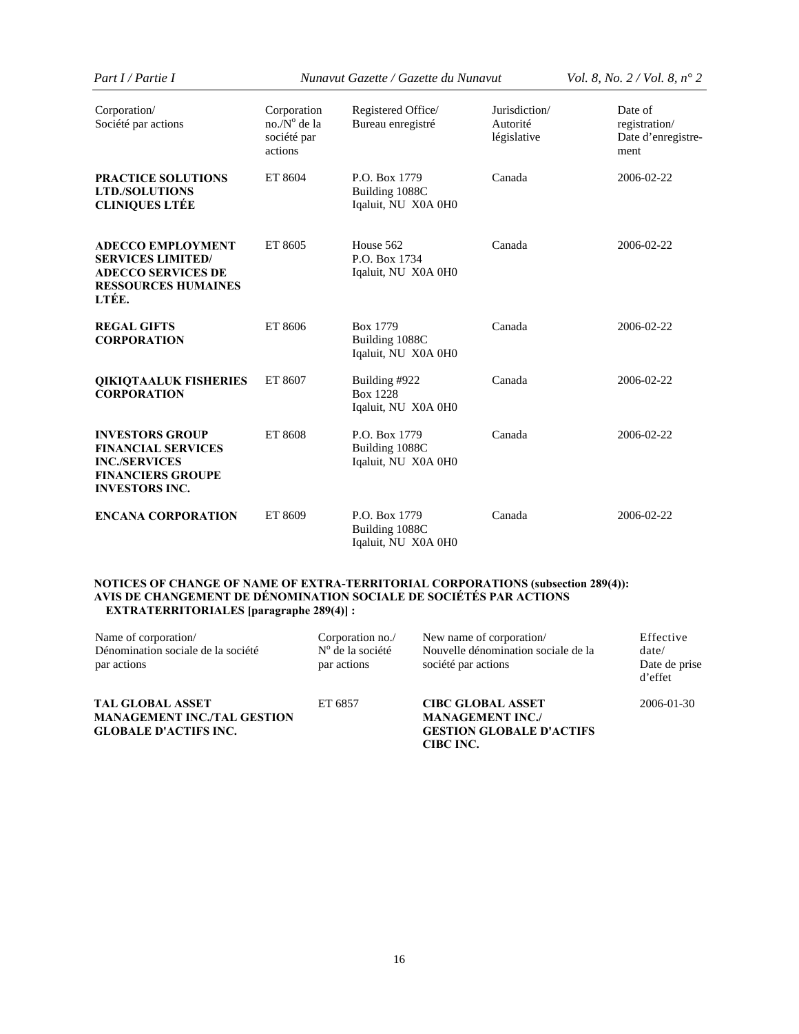| Corporation/ Société par actions | Corporation no./N° de la société par actions | Registered Office/ Bureau enregistré | Jurisdiction/ Autorité législative | Date of registration/ Date d'enregistrement |
|---|---|---|---|---|
| **PRACTICE SOLUTIONS LTD./SOLUTIONS CLINIQUES LTÉE** | ET 8604 | P.O. Box 1779 Building 1088C Iqaluit, NU X0A 0H0 | Canada | 2006-02-22 |
| **ADECCO EMPLOYMENT SERVICES LIMITED/ ADECCO SERVICES DE RESSOURCES HUMAINES LTÉE.** | ET 8605 | House 562 P.O. Box 1734 Iqaluit, NU X0A 0H0 | Canada | 2006-02-22 |
| **REGAL GIFTS CORPORATION** | ET 8606 | Box 1779 Building 1088C Iqaluit, NU X0A 0H0 | Canada | 2006-02-22 |
| **QIKIQTAALUK FISHERIES CORPORATION** | ET 8607 | Building #922 Box 1228 Iqaluit, NU X0A 0H0 | Canada | 2006-02-22 |
| **INVESTORS GROUP FINANCIAL SERVICES INC./SERVICES FINANCIERS GROUPE INVESTORS INC.** | ET 8608 | P.O. Box 1779 Building 1088C Iqaluit, NU X0A 0H0 | Canada | 2006-02-22 |
| **ENCANA CORPORATION** | ET 8609 | P.O. Box 1779 Building 1088C Iqaluit, NU X0A 0H0 | Canada | 2006-02-22 |

**NOTICES OF CHANGE OF NAME OF EXTRA-TERRITORIAL CORPORATIONS (subsection 289(4)): AVIS DE CHANGEMENT DE DÉNOMINATION SOCIALE DE SOCIÉTÉS PAR ACTIONS EXTRATERRITORIALES [paragraphe 289(4)] :**

| Name of corporation/ Dénomination sociale de la société par actions | Corporation no./ N° de la société par actions | New name of corporation/ Nouvelle dénomination sociale de la société par actions | Effective date/ Date de prise d'effet |
|---|---|---|---|
| **TAL GLOBAL ASSET MANAGEMENT INC./TAL GESTION GLOBALE D'ACTIFS INC.** | ET 6857 | **CIBC GLOBAL ASSET MANAGEMENT INC./ GESTION GLOBALE D'ACTIFS CIBC INC.** | 2006-01-30 |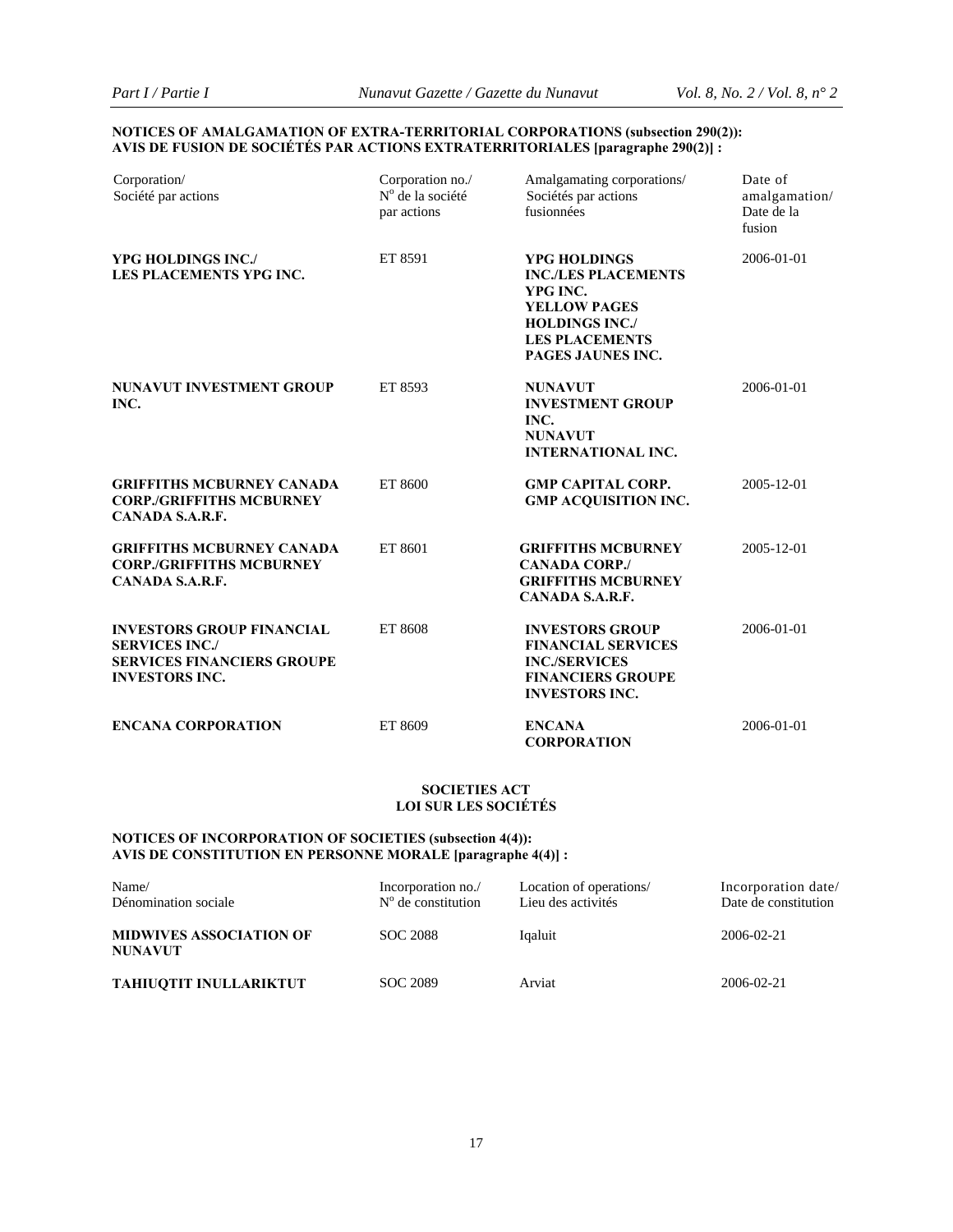**NOTICES OF AMALGAMATION OF EXTRA-TERRITORIAL CORPORATIONS (subsection 290(2)):**
**AVIS DE FUSION DE SOCIÉTÉS PAR ACTIONS EXTRATERRITORIALES [paragraphe 290(2)] :**

| Corporation/ Société par actions | Corporation no./ N° de la société par actions | Amalgamating corporations/ Sociétés par actions fusionnées | Date of amalgamation/ Date de la fusion |
|---|---|---|---|
| **YPG HOLDINGS INC./ LES PLACEMENTS YPG INC.** | ET 8591 | **YPG HOLDINGS INC./LES PLACEMENTS YPG INC.** **YELLOW PAGES HOLDINGS INC./ LES PLACEMENTS PAGES JAUNES INC.** | 2006-01-01 |
| **NUNAVUT INVESTMENT GROUP INC.** | ET 8593 | **NUNAVUT INVESTMENT GROUP INC.** **NUNAVUT INTERNATIONAL INC.** | 2006-01-01 |
| **GRIFFITHS MCBURNEY CANADA CORP./GRIFFITHS MCBURNEY CANADA S.A.R.F.** | ET 8600 | **GMP CAPITAL CORP.** **GMP ACQUISITION INC.** | 2005-12-01 |
| **GRIFFITHS MCBURNEY CANADA CORP./GRIFFITHS MCBURNEY CANADA S.A.R.F.** | ET 8601 | **GRIFFITHS MCBURNEY CANADA CORP./ GRIFFITHS MCBURNEY CANADA S.A.R.F.** | 2005-12-01 |
| **INVESTORS GROUP FINANCIAL SERVICES INC./ SERVICES FINANCIERS GROUPE INVESTORS INC.** | ET 8608 | **INVESTORS GROUP FINANCIAL SERVICES INC./SERVICES FINANCIERS GROUPE INVESTORS INC.** | 2006-01-01 |
| **ENCANA CORPORATION** | ET 8609 | **ENCANA CORPORATION** | 2006-01-01 |

## SOCIETIES ACT
## LOI SUR LES SOCIÉTÉS

**NOTICES OF INCORPORATION OF SOCIETIES (subsection 4(4)):**
**AVIS DE CONSTITUTION EN PERSONNE MORALE [paragraphe 4(4)] :**

| Name/ Dénomination sociale | Incorporation no./ N° de constitution | Location of operations/ Lieu des activités | Incorporation date/ Date de constitution |
|---|---|---|---|
| **MIDWIVES ASSOCIATION OF NUNAVUT** | SOC 2088 | Iqaluit | 2006-02-21 |
| **TAHIUQTIT INULLARIKTUT** | SOC 2089 | Arviat | 2006-02-21 |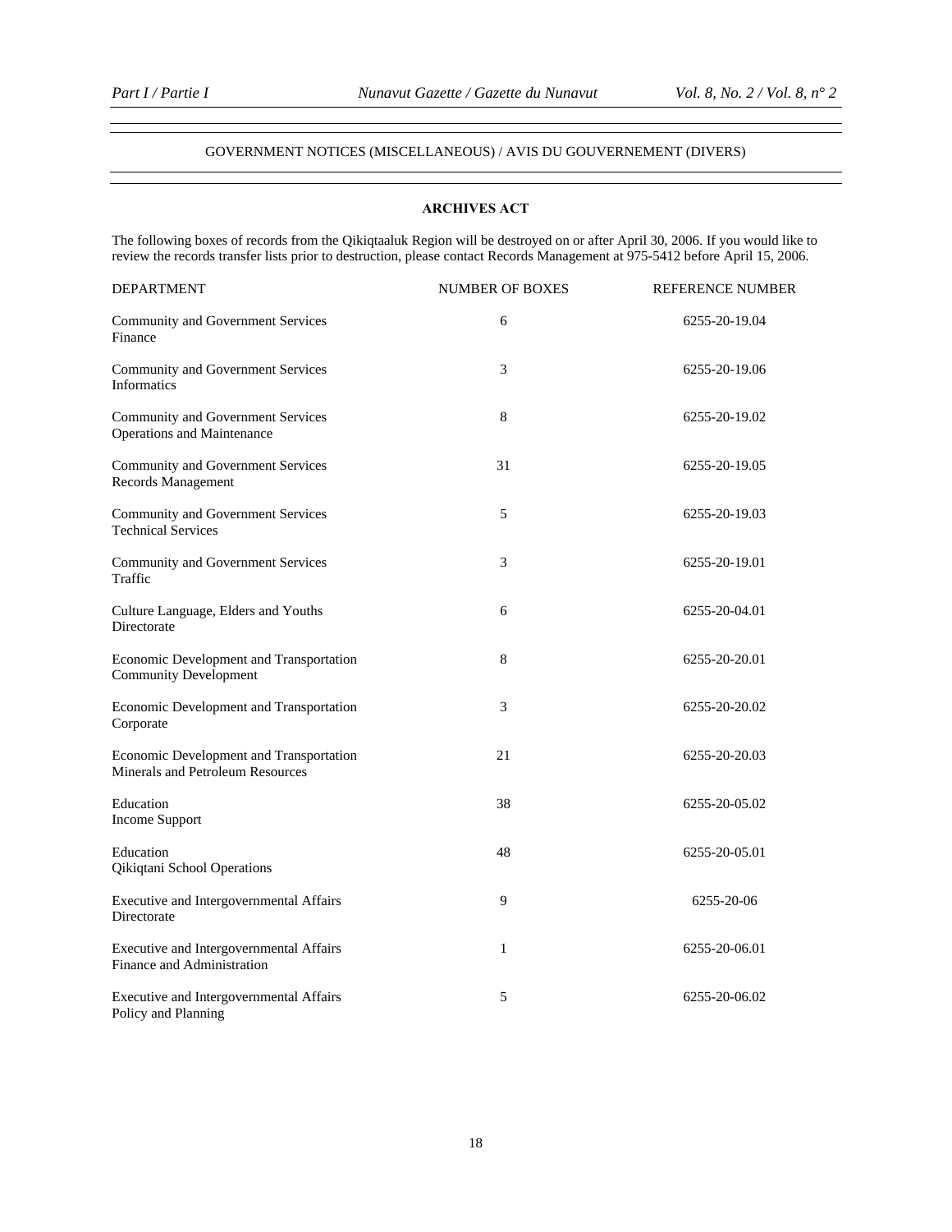## GOVERNMENT NOTICES (MISCELLANEOUS) / AVIS DU GOUVERNEMENT (DIVERS)

### ARCHIVES ACT

The following boxes of records from the Qikiqtaaluk Region will be destroyed on or after April 30, 2006. If you would like to review the records transfer lists prior to destruction, please contact Records Management at 975-5412 before April 15, 2006.

| DEPARTMENT | NUMBER OF BOXES | REFERENCE NUMBER |
|---|---|---|
| Community and Government Services<br>Finance | 6 | 6255-20-19.04 |
| Community and Government Services<br>Informatics | 3 | 6255-20-19.06 |
| Community and Government Services<br>Operations and Maintenance | 8 | 6255-20-19.02 |
| Community and Government Services<br>Records Management | 31 | 6255-20-19.05 |
| Community and Government Services<br>Technical Services | 5 | 6255-20-19.03 |
| Community and Government Services<br>Traffic | 3 | 6255-20-19.01 |
| Culture Language, Elders and Youths<br>Directorate | 6 | 6255-20-04.01 |
| Economic Development and Transportation<br>Community Development | 8 | 6255-20-20.01 |
| Economic Development and Transportation<br>Corporate | 3 | 6255-20-20.02 |
| Economic Development and Transportation<br>Minerals and Petroleum Resources | 21 | 6255-20-20.03 |
| Education<br>Income Support | 38 | 6255-20-05.02 |
| Education<br>Qikiqtani School Operations | 48 | 6255-20-05.01 |
| Executive and Intergovernmental Affairs<br>Directorate | 9 | 6255-20-06 |
| Executive and Intergovernmental Affairs<br>Finance and Administration | 1 | 6255-20-06.01 |
| Executive and Intergovernmental Affairs<br>Policy and Planning | 5 | 6255-20-06.02 |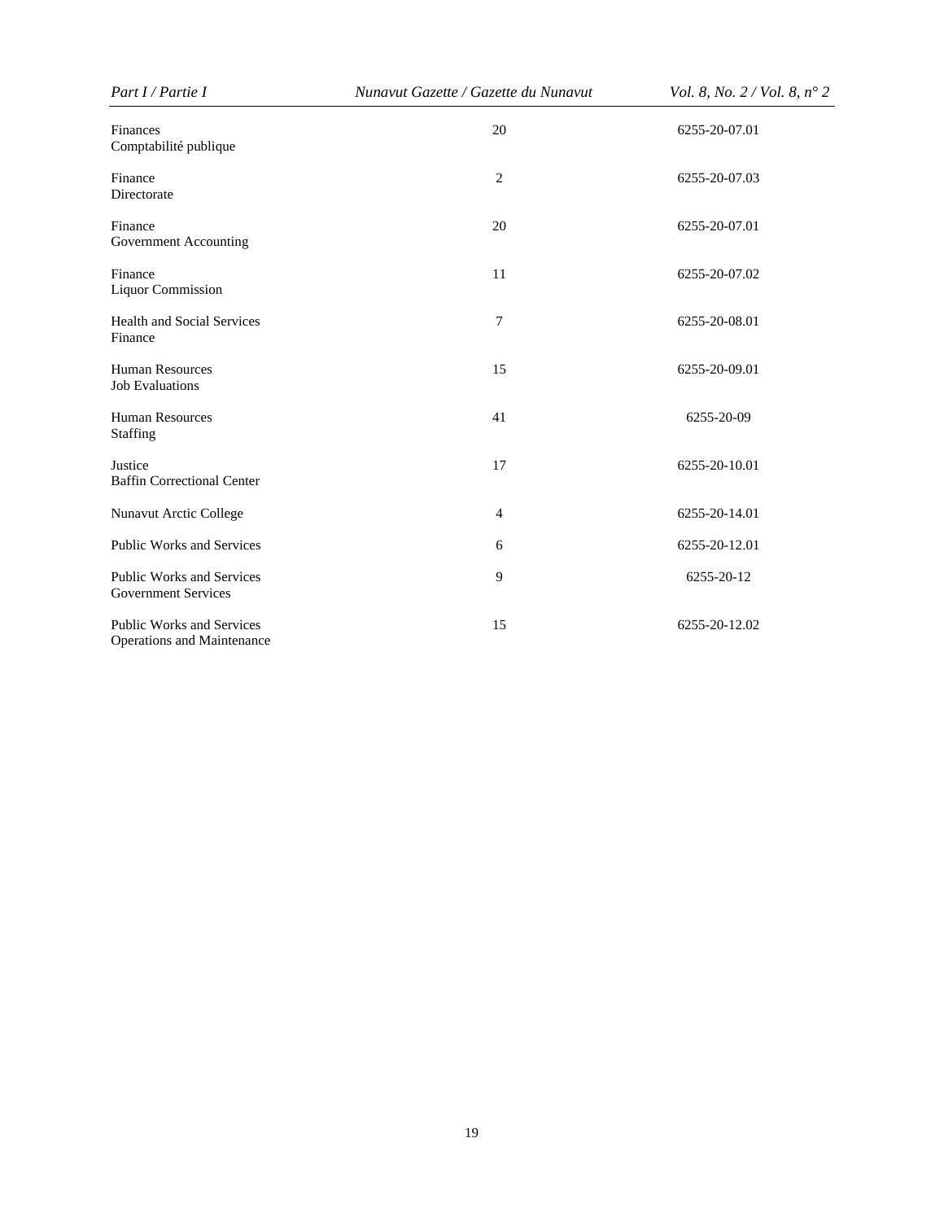| | | |
|---|---|---|
| Finances<br>Comptabilité publique | 20 | 6255-20-07.01 |
| Finance<br>Directorate | 2 | 6255-20-07.03 |
| Finance<br>Government Accounting | 20 | 6255-20-07.01 |
| Finance<br>Liquor Commission | 11 | 6255-20-07.02 |
| Health and Social Services<br>Finance | 7 | 6255-20-08.01 |
| Human Resources<br>Job Evaluations | 15 | 6255-20-09.01 |
| Human Resources<br>Staffing | 41 | 6255-20-09 |
| Justice<br>Baffin Correctional Center | 17 | 6255-20-10.01 |
| Nunavut Arctic College | 4 | 6255-20-14.01 |
| Public Works and Services | 6 | 6255-20-12.01 |
| Public Works and Services<br>Government Services | 9 | 6255-20-12 |
| Public Works and Services<br>Operations and Maintenance | 15 | 6255-20-12.02 |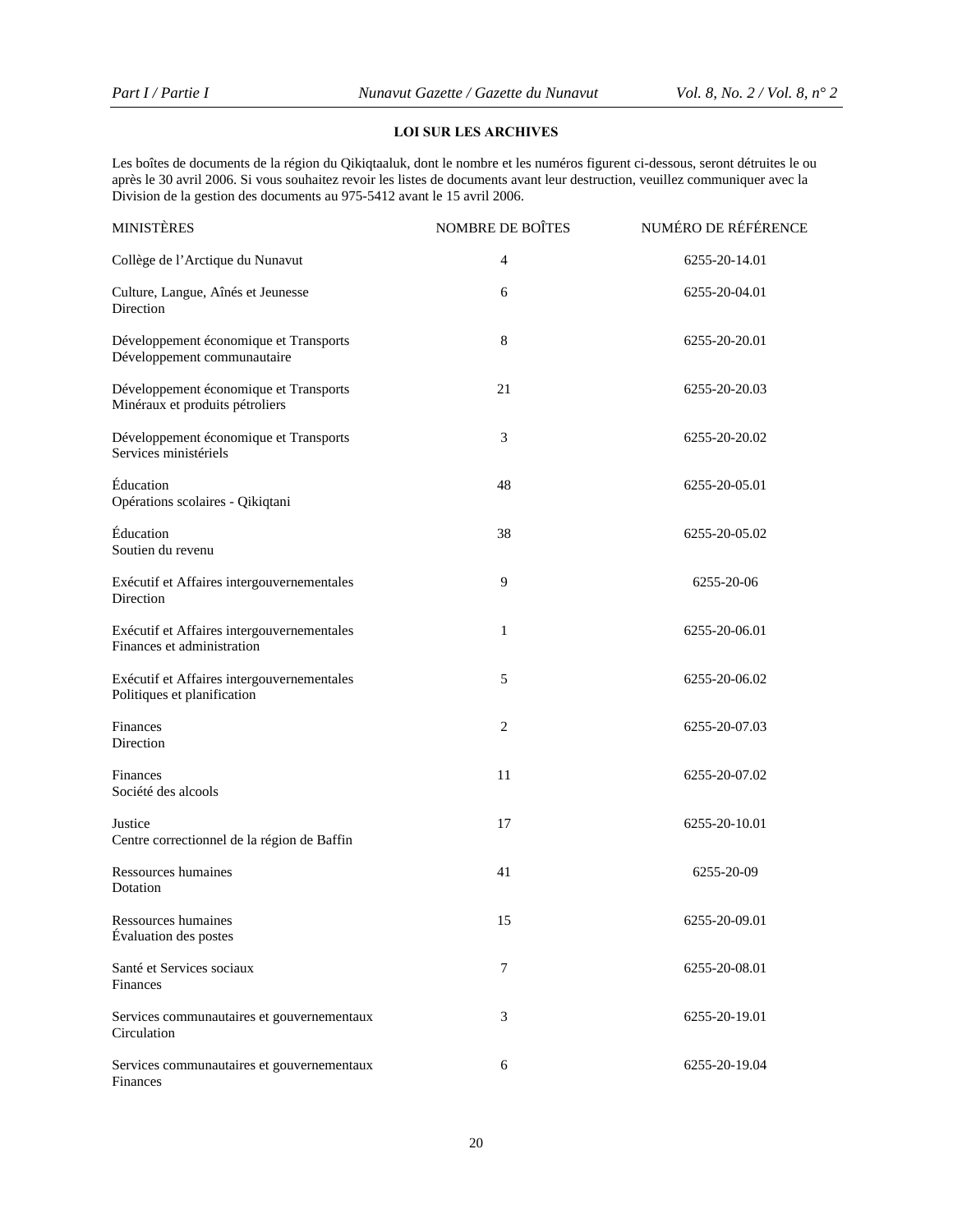**LOI SUR LES ARCHIVES**

Les boîtes de documents de la région du Qikiqtaaluk, dont le nombre et les numéros figurent ci-dessous, seront détruites le ou après le 30 avril 2006. Si vous souhaitez revoir les listes de documents avant leur destruction, veuillez communiquer avec la Division de la gestion des documents au 975-5412 avant le 15 avril 2006.

| MINISTÈRES | NOMBRE DE BOÎTES | NUMÉRO DE RÉFÉRENCE |
|---|---|---|
| Collège de l'Arctique du Nunavut | 4 | 6255-20-14.01 |
| Culture, Langue, Aînés et Jeunesse<br>Direction | 6 | 6255-20-04.01 |
| Développement économique et Transports<br>Développement communautaire | 8 | 6255-20-20.01 |
| Développement économique et Transports<br>Minéraux et produits pétroliers | 21 | 6255-20-20.03 |
| Développement économique et Transports<br>Services ministériels | 3 | 6255-20-20.02 |
| Éducation<br>Opérations scolaires - Qikiqtani | 48 | 6255-20-05.01 |
| Éducation<br>Soutien du revenu | 38 | 6255-20-05.02 |
| Exécutif et Affaires intergouvernementales<br>Direction | 9 | 6255-20-06 |
| Exécutif et Affaires intergouvernementales<br>Finances et administration | 1 | 6255-20-06.01 |
| Exécutif et Affaires intergouvernementales<br>Politiques et planification | 5 | 6255-20-06.02 |
| Finances<br>Direction | 2 | 6255-20-07.03 |
| Finances<br>Société des alcools | 11 | 6255-20-07.02 |
| Justice<br>Centre correctionnel de la région de Baffin | 17 | 6255-20-10.01 |
| Ressources humaines<br>Dotation | 41 | 6255-20-09 |
| Ressources humaines<br>Évaluation des postes | 15 | 6255-20-09.01 |
| Santé et Services sociaux<br>Finances | 7 | 6255-20-08.01 |
| Services communautaires et gouvernementaux<br>Circulation | 3 | 6255-20-19.01 |
| Services communautaires et gouvernementaux<br>Finances | 6 | 6255-20-19.04 |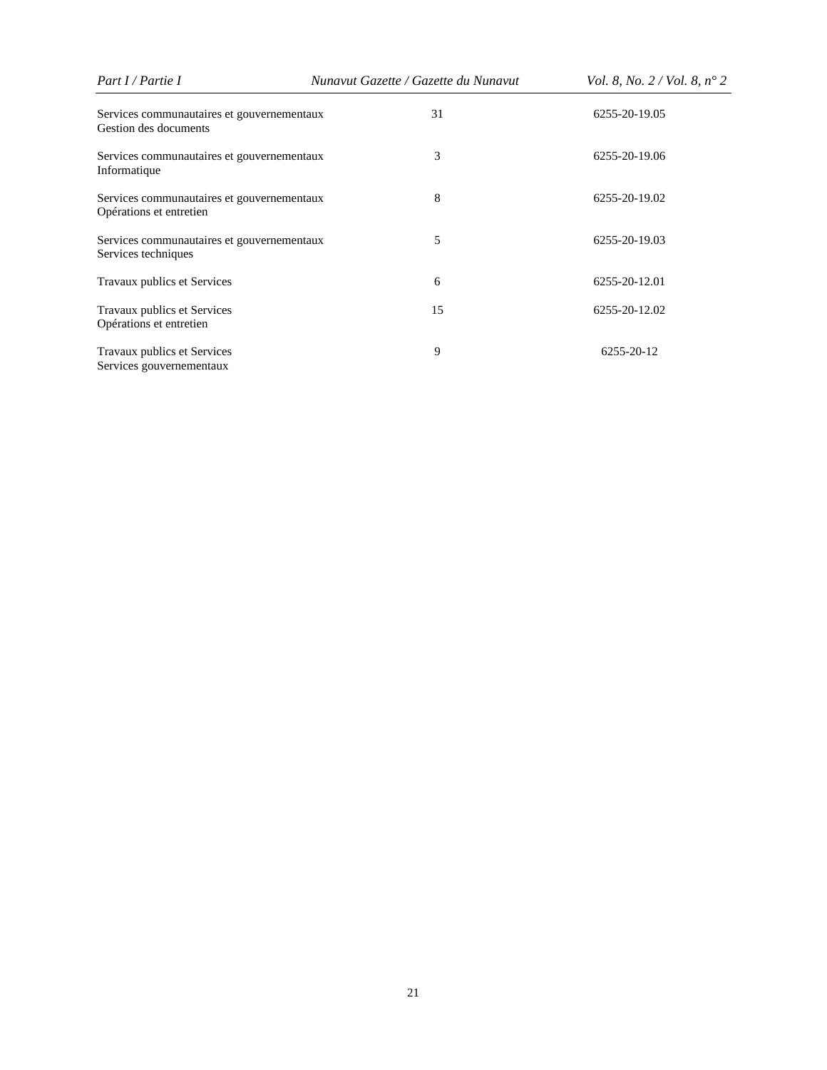| | | |
|---|---|---|
| Services communautaires et gouvernementaux<br>Gestion des documents | 31 | 6255-20-19.05 |
| Services communautaires et gouvernementaux<br>Informatique | 3 | 6255-20-19.06 |
| Services communautaires et gouvernementaux<br>Opérations et entretien | 8 | 6255-20-19.02 |
| Services communautaires et gouvernementaux<br>Services techniques | 5 | 6255-20-19.03 |
| Travaux publics et Services | 6 | 6255-20-12.01 |
| Travaux publics et Services<br>Opérations et entretien | 15 | 6255-20-12.02 |
| Travaux publics et Services<br>Services gouvernementaux | 9 | 6255-20-12 |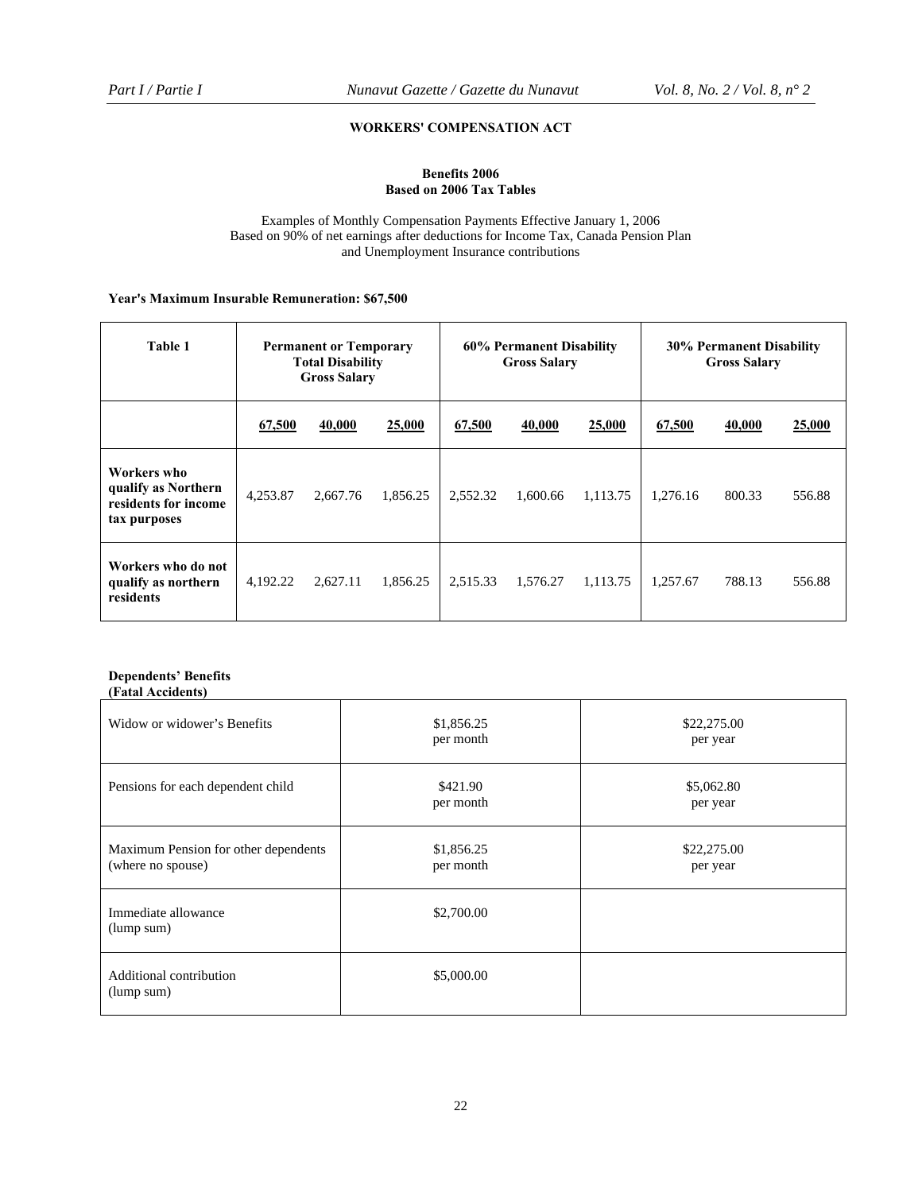## WORKERS' COMPENSATION ACT

**Benefits 2006**
**Based on 2006 Tax Tables**

Examples of Monthly Compensation Payments Effective January 1, 2006
Based on 90% of net earnings after deductions for Income Tax, Canada Pension Plan and Unemployment Insurance contributions

**Year's Maximum Insurable Remuneration: $67,500**

| Table 1 | Permanent or Temporary Total Disability Gross Salary | | | 60% Permanent Disability Gross Salary | | | 30% Permanent Disability Gross Salary | | |
|---|---|---|---|---|---|---|---|---|---|
| | 67,500 | 40,000 | 25,000 | 67,500 | 40,000 | 25,000 | 67,500 | 40,000 | 25,000 |
| **Workers who qualify as Northern residents for income tax purposes** | 4,253.87 | 2,667.76 | 1,856.25 | 2,552.32 | 1,600.66 | 1,113.75 | 1,276.16 | 800.33 | 556.88 |
| **Workers who do not qualify as northern residents** | 4,192.22 | 2,627.11 | 1,856.25 | 2,515.33 | 1,576.27 | 1,113.75 | 1,257.67 | 788.13 | 556.88 |

**Dependents' Benefits**
**(Fatal Accidents)**

| | | |
|---|---|---|
| Widow or widower's Benefits | $1,856.25 per month | $22,275.00 per year |
| Pensions for each dependent child | $421.90 per month | $5,062.80 per year |
| Maximum Pension for other dependents (where no spouse) | $1,856.25 per month | $22,275.00 per year |
| Immediate allowance (lump sum) | $2,700.00 | |
| Additional contribution (lump sum) | $5,000.00 | |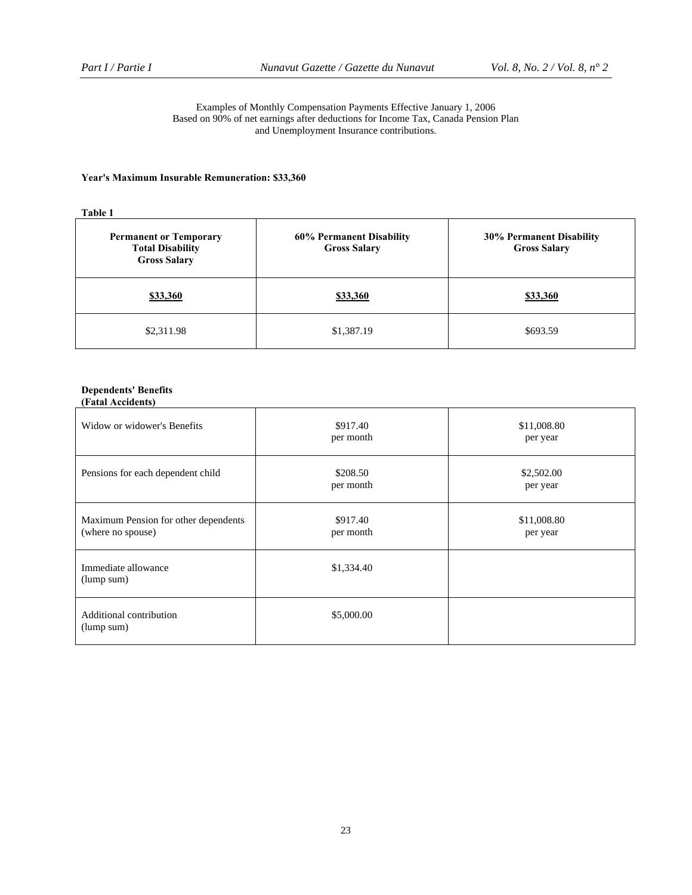Examples of Monthly Compensation Payments Effective January 1, 2006
Based on 90% of net earnings after deductions for Income Tax, Canada Pension Plan and Unemployment Insurance contributions.

**Year's Maximum Insurable Remuneration: $33,360**

**Table 1**

| **Permanent or Temporary Total Disability Gross Salary** | **60% Permanent Disability Gross Salary** | **30% Permanent Disability Gross Salary** |
|---|---|---|
| **$33,360** | **$33,360** | **$33,360** |
| $2,311.98 | $1,387.19 | $693.59 |

**Dependents' Benefits**
**(Fatal Accidents)**

| | | |
|---|---|---|
| Widow or widower's Benefits | $917.40 per month | $11,008.80 per year |
| Pensions for each dependent child | $208.50 per month | $2,502.00 per year |
| Maximum Pension for other dependents (where no spouse) | $917.40 per month | $11,008.80 per year |
| Immediate allowance (lump sum) | $1,334.40 | |
| Additional contribution (lump sum) | $5,000.00 | |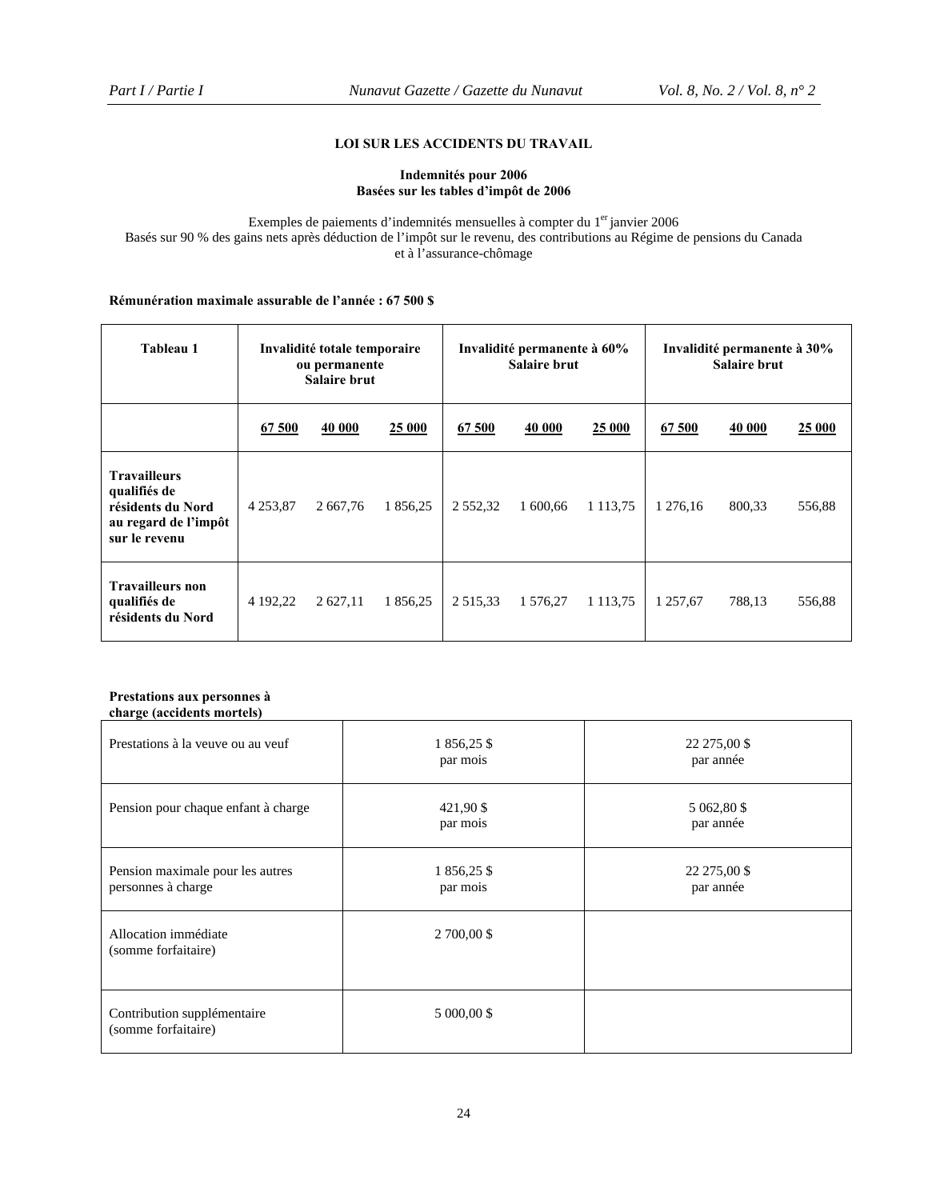## LOI SUR LES ACCIDENTS DU TRAVAIL

**Indemnités pour 2006**
**Basées sur les tables d'impôt de 2006**

Exemples de paiements d'indemnités mensuelles à compter du 1[er] janvier 2006
Basés sur 90 % des gains nets après déduction de l'impôt sur le revenu, des contributions au Régime de pensions du Canada et à l'assurance-chômage

**Rémunération maximale assurable de l'année : 67 500 $**

| **Tableau 1** | **Invalidité totale temporaire ou permanente Salaire brut** | | | **Invalidité permanente à 60% Salaire brut** | | | **Invalidité permanente à 30% Salaire brut** | | |
|---|---|---|---|---|---|---|---|---|---|
| | **67 500** | **40 000** | **25 000** | **67 500** | **40 000** | **25 000** | **67 500** | **40 000** | **25 000** |
| **Travailleurs qualifiés de résidents du Nord au regard de l'impôt sur le revenu** | 4 253,87 | 2 667,76 | 1 856,25 | 2 552,32 | 1 600,66 | 1 113,75 | 1 276,16 | 800,33 | 556,88 |
| **Travailleurs non qualifiés de résidents du Nord** | 4 192,22 | 2 627,11 | 1 856,25 | 2 515,33 | 1 576,27 | 1 113,75 | 1 257,67 | 788,13 | 556,88 |

**Prestations aux personnes à charge (accidents mortels)**

| | | |
|---|---|---|
| Prestations à la veuve ou au veuf | 1 856,25 $ par mois | 22 275,00 $ par année |
| Pension pour chaque enfant à charge | 421,90 $ par mois | 5 062,80 $ par année |
| Pension maximale pour les autres personnes à charge | 1 856,25 $ par mois | 22 275,00 $ par année |
| Allocation immédiate (somme forfaitaire) | 2 700,00 $ | |
| Contribution supplémentaire (somme forfaitaire) | 5 000,00 $ | |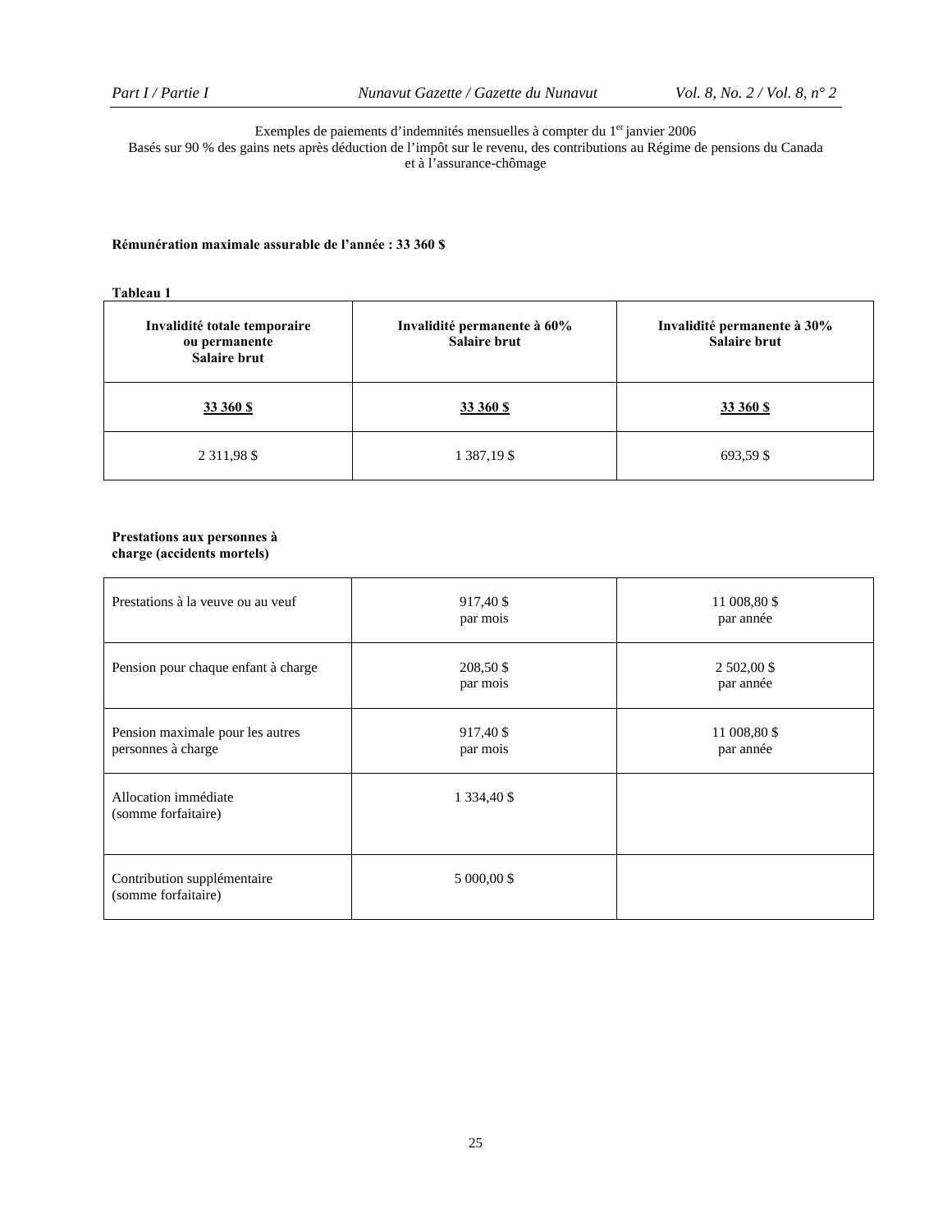Exemples de paiements d'indemnités mensuelles à compter du 1er janvier 2006
Basés sur 90 % des gains nets après déduction de l'impôt sur le revenu, des contributions au Régime de pensions du Canada et à l'assurance-chômage

**Rémunération maximale assurable de l'année : 33 360 $**

**Tableau 1**

| Invalidité totale temporaire ou permanente Salaire brut | Invalidité permanente à 60% Salaire brut | Invalidité permanente à 30% Salaire brut |
|---|---|---|
| **33 360 $** | **33 360 $** | **33 360 $** |
| 2 311,98 $ | 1 387,19 $ | 693,59 $ |

**Prestations aux personnes à charge (accidents mortels)**

| | | |
|---|---|---|
| Prestations à la veuve ou au veuf | 917,40 $ par mois | 11 008,80 $ par année |
| Pension pour chaque enfant à charge | 208,50 $ par mois | 2 502,00 $ par année |
| Pension maximale pour les autres personnes à charge | 917,40 $ par mois | 11 008,80 $ par année |
| Allocation immédiate (somme forfaitaire) | 1 334,40 $ | |
| Contribution supplémentaire (somme forfaitaire) | 5 000,00 $ | |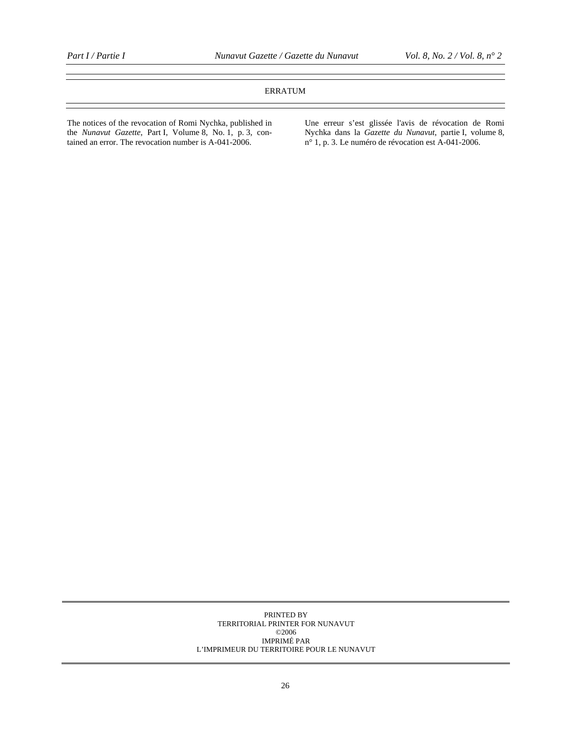## ERRATUM

The notices of the revocation of Romi Nychka, published in the *Nunavut Gazette*, Part I, Volume 8, No. 1, p. 3, contained an error. The revocation number is A-041-2006.

Une erreur s'est glissée l'avis de révocation de Romi Nychka dans la *Gazette du Nunavut*, partie I, volume 8, n° 1, p. 3. Le numéro de révocation est A-041-2006.

PRINTED BY
TERRITORIAL PRINTER FOR NUNAVUT
©2006
IMPRIMÉ PAR
L'IMPRIMEUR DU TERRITOIRE POUR LE NUNAVUT